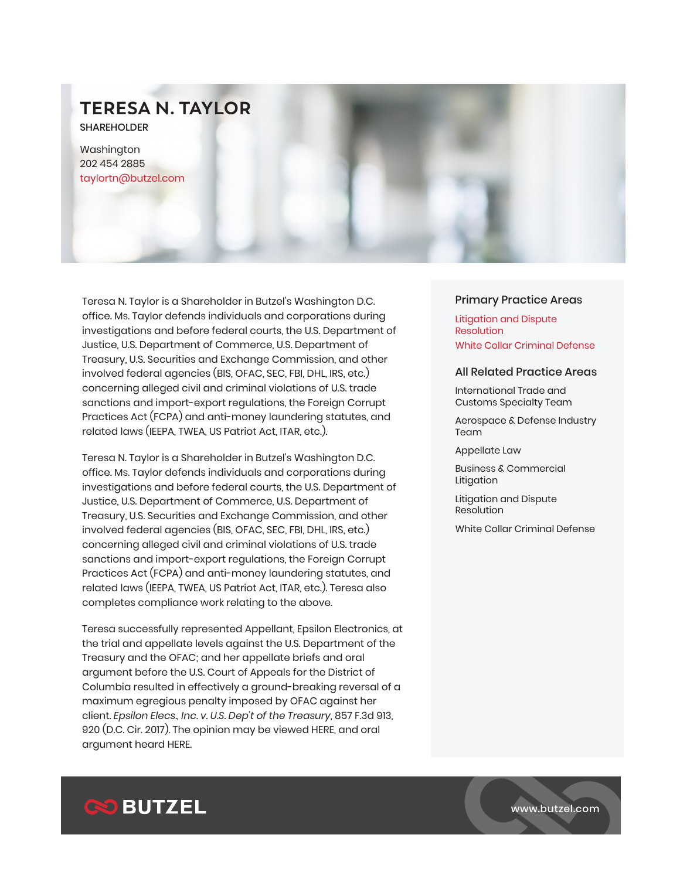# TERESA N. TAYLOR

SHAREHOLDER

Washington
202 454 2885
taylortn@butzel.com

Teresa N. Taylor is a Shareholder in Butzel's Washington D.C. office. Ms. Taylor defends individuals and corporations during investigations and before federal courts, the U.S. Department of Justice, U.S. Department of Commerce, U.S. Department of Treasury, U.S. Securities and Exchange Commission, and other involved federal agencies (BIS, OFAC, SEC, FBI, DHL, IRS, etc.) concerning alleged civil and criminal violations of U.S. trade sanctions and import-export regulations, the Foreign Corrupt Practices Act (FCPA) and anti-money laundering statutes, and related laws (IEEPA, TWEA, US Patriot Act, ITAR, etc.).

Teresa N. Taylor is a Shareholder in Butzel's Washington D.C. office. Ms. Taylor defends individuals and corporations during investigations and before federal courts, the U.S. Department of Justice, U.S. Department of Commerce, U.S. Department of Treasury, U.S. Securities and Exchange Commission, and other involved federal agencies (BIS, OFAC, SEC, FBI, DHL, IRS, etc.) concerning alleged civil and criminal violations of U.S. trade sanctions and import-export regulations, the Foreign Corrupt Practices Act (FCPA) and anti-money laundering statutes, and related laws (IEEPA, TWEA, US Patriot Act, ITAR, etc.). Teresa also completes compliance work relating to the above.

Teresa successfully represented Appellant, Epsilon Electronics, at the trial and appellate levels against the U.S. Department of the Treasury and the OFAC; and her appellate briefs and oral argument before the U.S. Court of Appeals for the District of Columbia resulted in effectively a ground-breaking reversal of a maximum egregious penalty imposed by OFAC against her client. *Epsilon Elecs., Inc. v. U.S. Dep't of the Treasury*, 857 F.3d 913, 920 (D.C. Cir. 2017). The opinion may be viewed HERE, and oral argument heard HERE.

## Primary Practice Areas

- Litigation and Dispute Resolution
- White Collar Criminal Defense

## All Related Practice Areas

- International Trade and Customs Specialty Team
- Aerospace & Defense Industry Team
- Appellate Law
- Business & Commercial Litigation
- Litigation and Dispute Resolution
- White Collar Criminal Defense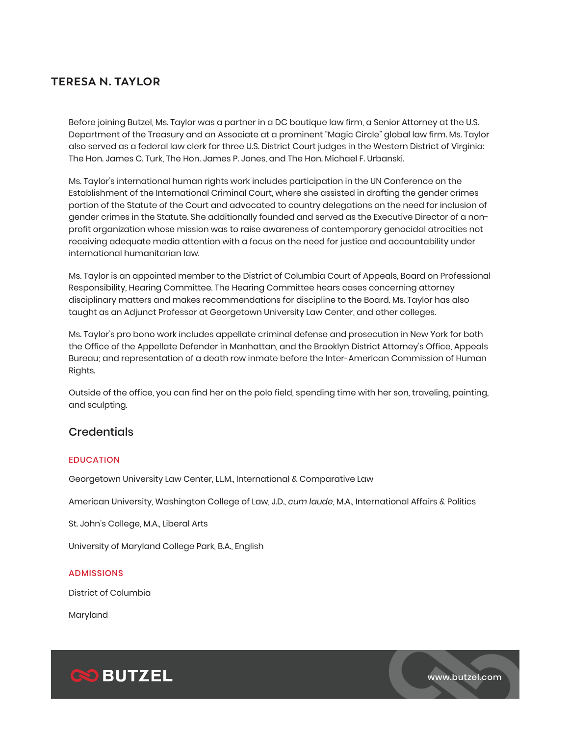## TERESA N. TAYLOR

Before joining Butzel, Ms. Taylor was a partner in a DC boutique law firm, a Senior Attorney at the U.S. Department of the Treasury and an Associate at a prominent "Magic Circle" global law firm. Ms. Taylor also served as a federal law clerk for three U.S. District Court judges in the Western District of Virginia: The Hon. James C. Turk, The Hon. James P. Jones, and The Hon. Michael F. Urbanski.

Ms. Taylor's international human rights work includes participation in the UN Conference on the Establishment of the International Criminal Court, where she assisted in drafting the gender crimes portion of the Statute of the Court and advocated to country delegations on the need for inclusion of gender crimes in the Statute. She additionally founded and served as the Executive Director of a non-profit organization whose mission was to raise awareness of contemporary genocidal atrocities not receiving adequate media attention with a focus on the need for justice and accountability under international humanitarian law.

Ms. Taylor is an appointed member to the District of Columbia Court of Appeals, Board on Professional Responsibility, Hearing Committee. The Hearing Committee hears cases concerning attorney disciplinary matters and makes recommendations for discipline to the Board. Ms. Taylor has also taught as an Adjunct Professor at Georgetown University Law Center, and other colleges.

Ms. Taylor's pro bono work includes appellate criminal defense and prosecution in New York for both the Office of the Appellate Defender in Manhattan, and the Brooklyn District Attorney's Office, Appeals Bureau; and representation of a death row inmate before the Inter-American Commission of Human Rights.

Outside of the office, you can find her on the polo field, spending time with her son, traveling, painting, and sculpting.

### Credentials

#### EDUCATION

Georgetown University Law Center, LL.M., International & Comparative Law

American University, Washington College of Law, J.D., *cum laude*, M.A., International Affairs & Politics

St. John's College, M.A., Liberal Arts

University of Maryland College Park, B.A., English

#### ADMISSIONS

District of Columbia

Maryland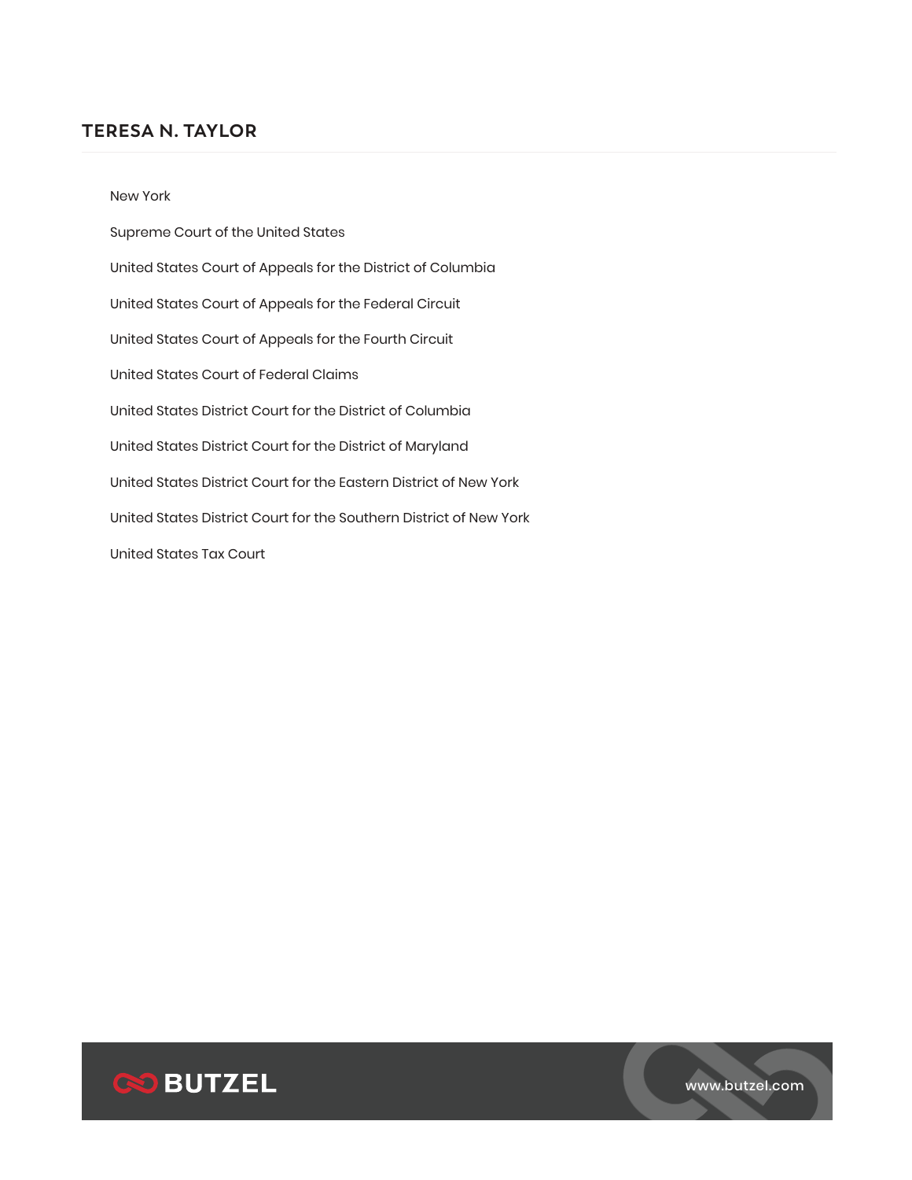## TERESA N. TAYLOR

New York

Supreme Court of the United States

United States Court of Appeals for the District of Columbia

United States Court of Appeals for the Federal Circuit

United States Court of Appeals for the Fourth Circuit

United States Court of Federal Claims

United States District Court for the District of Columbia

United States District Court for the District of Maryland

United States District Court for the Eastern District of New York

United States District Court for the Southern District of New York

United States Tax Court